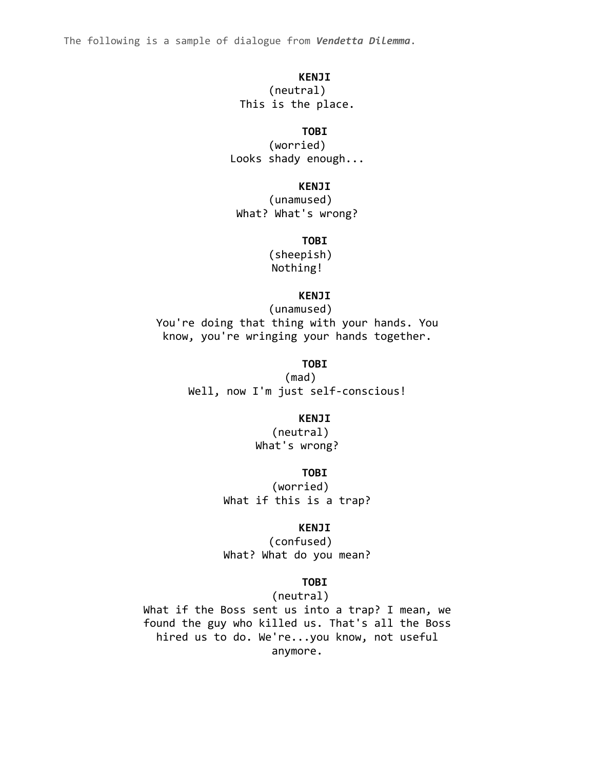The following is a sample of dialogue from ***Vendetta Dilemma***.

**KENJI**
(neutral)
This is the place.

**TOBI**
(worried)
Looks shady enough...

**KENJI**
(unamused)
What? What's wrong?

**TOBI**
(sheepish)
Nothing!

**KENJI**
(unamused)
You're doing that thing with your hands. You know, you're wringing your hands together.

**TOBI**
(mad)
Well, now I'm just self-conscious!

**KENJI**
(neutral)
What's wrong?

**TOBI**
(worried)
What if this is a trap?

**KENJI**
(confused)
What? What do you mean?

**TOBI**
(neutral)
What if the Boss sent us into a trap? I mean, we found the guy who killed us. That's all the Boss hired us to do. We're...you know, not useful anymore.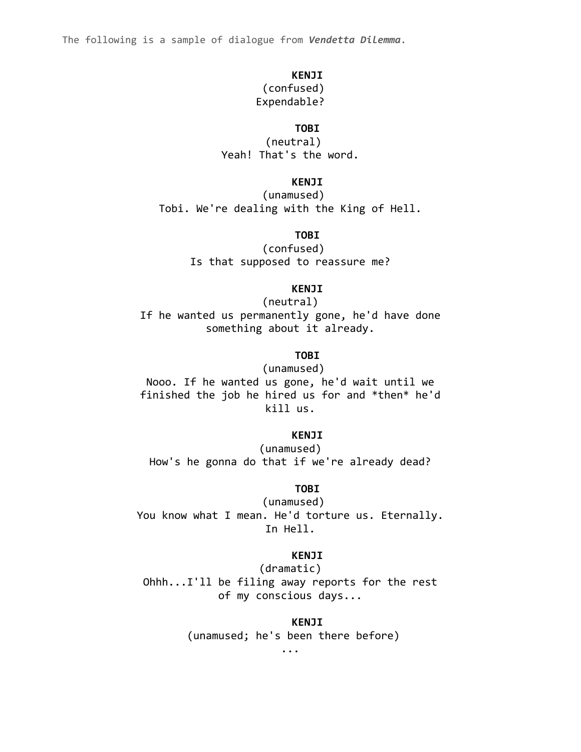The following is a sample of dialogue from ***Vendetta Dilemma***.

**KENJI**
(confused)
Expendable?

**TOBI**
(neutral)
Yeah! That's the word.

**KENJI**
(unamused)
Tobi. We're dealing with the King of Hell.

**TOBI**
(confused)
Is that supposed to reassure me?

**KENJI**
(neutral)
If he wanted us permanently gone, he'd have done something about it already.

**TOBI**
(unamused)
Nooo. If he wanted us gone, he'd wait until we finished the job he hired us for and *then* he'd kill us.

**KENJI**
(unamused)
How's he gonna do that if we're already dead?

**TOBI**
(unamused)
You know what I mean. He'd torture us. Eternally. In Hell.

**KENJI**
(dramatic)
Ohhh...I'll be filing away reports for the rest of my conscious days...

**KENJI**
(unamused; he's been there before)
...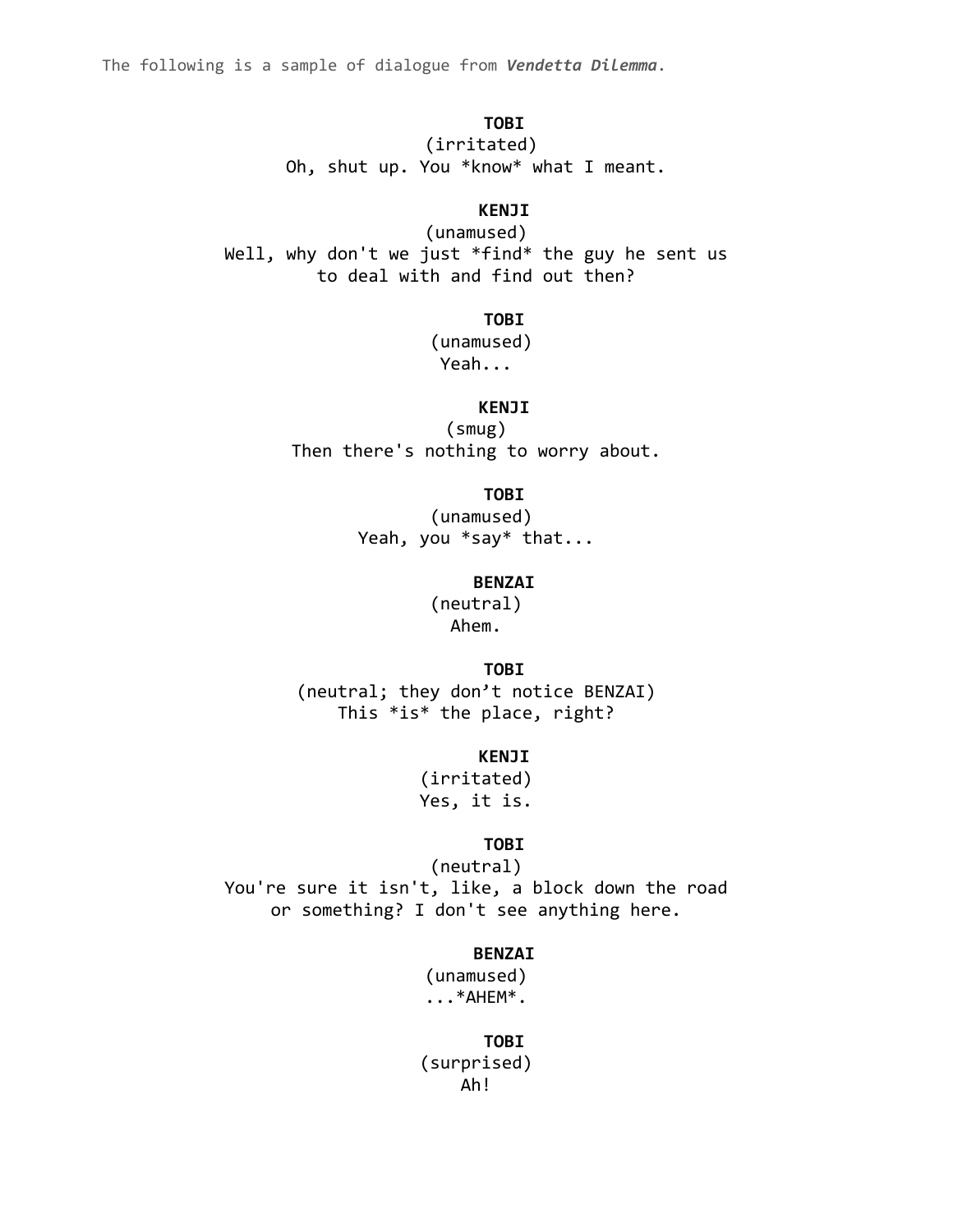The following is a sample of dialogue from ***Vendetta Dilemma***.

**TOBI**
(irritated)
Oh, shut up. You *know* what I meant.

**KENJI**
(unamused)
Well, why don't we just *find* the guy he sent us to deal with and find out then?

**TOBI**
(unamused)
Yeah...

**KENJI**
(smug)
Then there's nothing to worry about.

**TOBI**
(unamused)
Yeah, you *say* that...

**BENZAI**
(neutral)
Ahem.

**TOBI**
(neutral; they don't notice BENZAI)
This *is* the place, right?

**KENJI**
(irritated)
Yes, it is.

**TOBI**
(neutral)
You're sure it isn't, like, a block down the road or something? I don't see anything here.

**BENZAI**
(unamused)
...*AHEM*.

**TOBI**
(surprised)
Ah!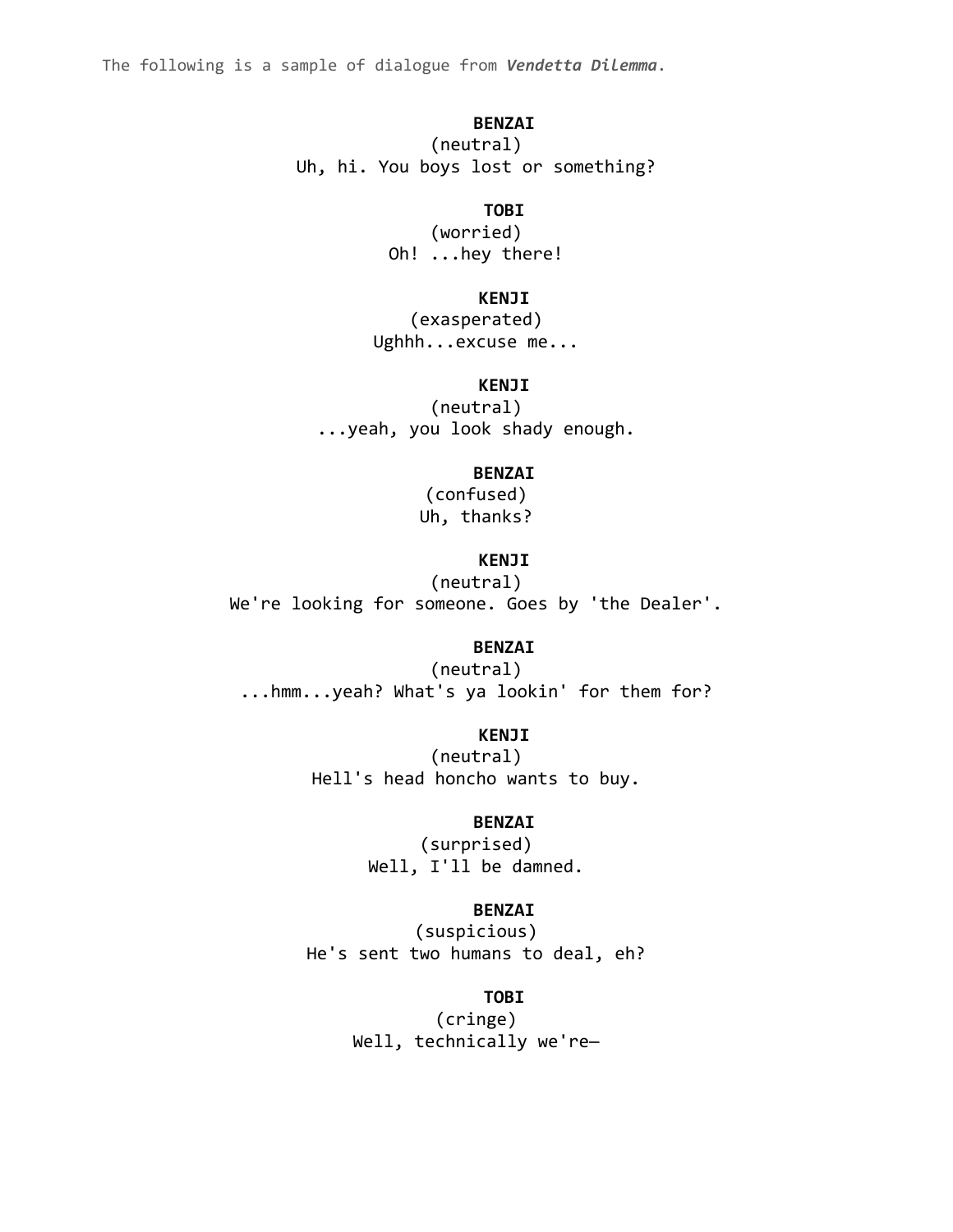The following is a sample of dialogue from ***Vendetta Dilemma***.

**BENZAI**
(neutral)
Uh, hi. You boys lost or something?

**TOBI**
(worried)
Oh! ...hey there!

**KENJI**
(exasperated)
Ughhh...excuse me...

**KENJI**
(neutral)
...yeah, you look shady enough.

**BENZAI**
(confused)
Uh, thanks?

**KENJI**
(neutral)
We're looking for someone. Goes by 'the Dealer'.

**BENZAI**
(neutral)
...hmm...yeah? What's ya lookin' for them for?

**KENJI**
(neutral)
Hell's head honcho wants to buy.

**BENZAI**
(surprised)
Well, I'll be damned.

**BENZAI**
(suspicious)
He's sent two humans to deal, eh?

**TOBI**
(cringe)
Well, technically we're—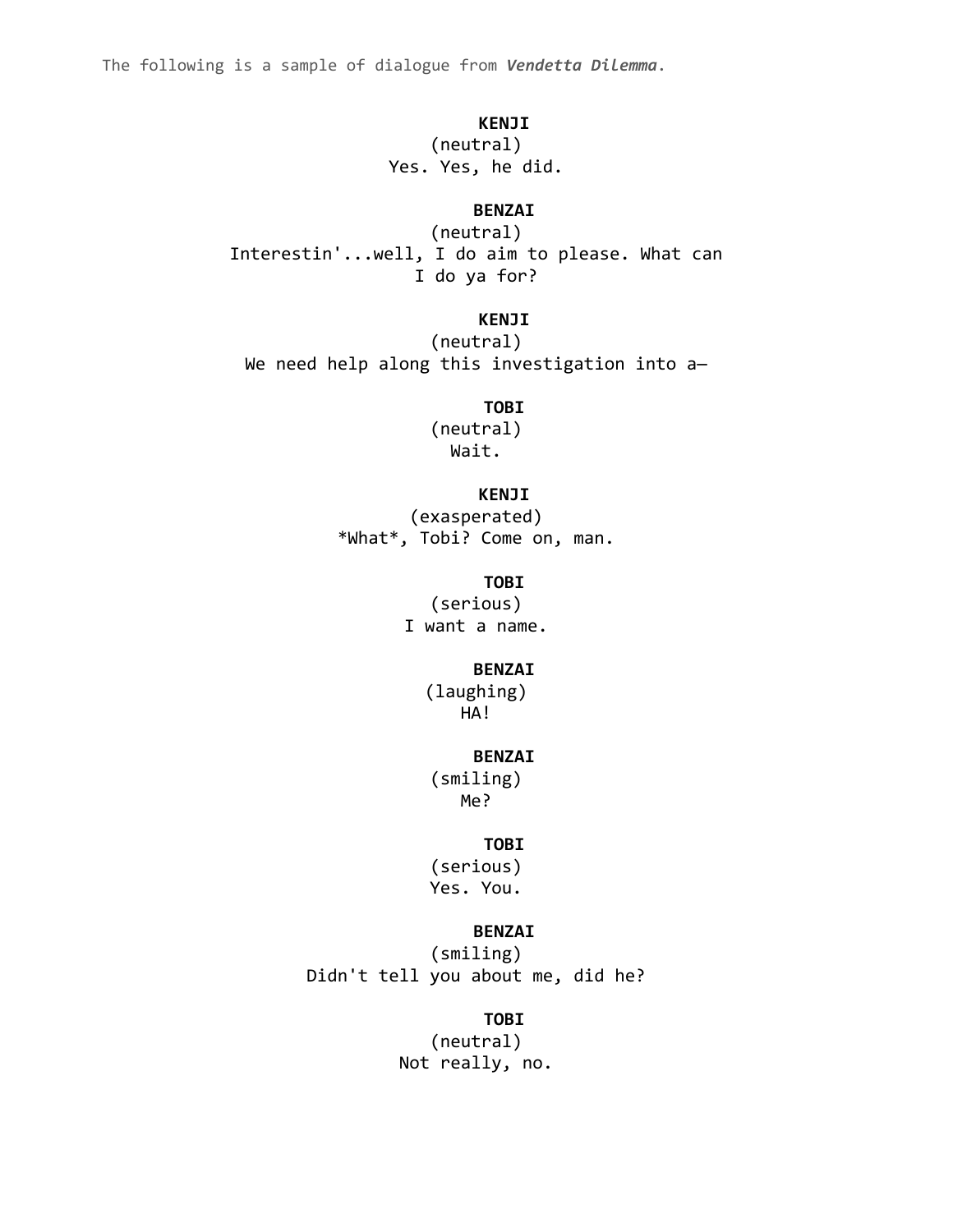The following is a sample of dialogue from ***Vendetta Dilemma***.

**KENJI**
(neutral)
Yes. Yes, he did.

**BENZAI**
(neutral)
Interestin'...well, I do aim to please. What can I do ya for?

**KENJI**
(neutral)
We need help along this investigation into a—

**TOBI**
(neutral)
Wait.

**KENJI**
(exasperated)
*What*, Tobi? Come on, man.

**TOBI**
(serious)
I want a name.

**BENZAI**
(laughing)
HA!

**BENZAI**
(smiling)
Me?

**TOBI**
(serious)
Yes. You.

**BENZAI**
(smiling)
Didn't tell you about me, did he?

**TOBI**
(neutral)
Not really, no.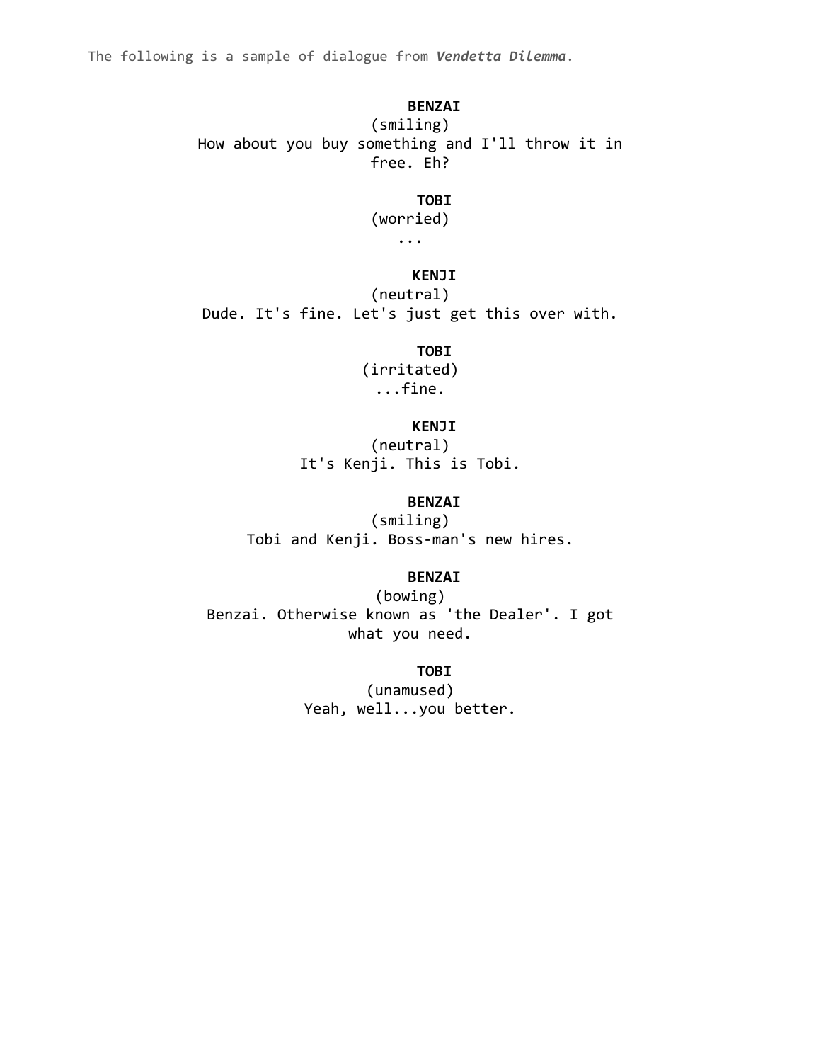The following is a sample of dialogue from ***Vendetta Dilemma***.

**BENZAI**
(smiling)
How about you buy something and I'll throw it in free. Eh?

**TOBI**
(worried)
...

**KENJI**
(neutral)
Dude. It's fine. Let's just get this over with.

**TOBI**
(irritated)
...fine.

**KENJI**
(neutral)
It's Kenji. This is Tobi.

**BENZAI**
(smiling)
Tobi and Kenji. Boss-man's new hires.

**BENZAI**
(bowing)
Benzai. Otherwise known as 'the Dealer'. I got what you need.

**TOBI**
(unamused)
Yeah, well...you better.